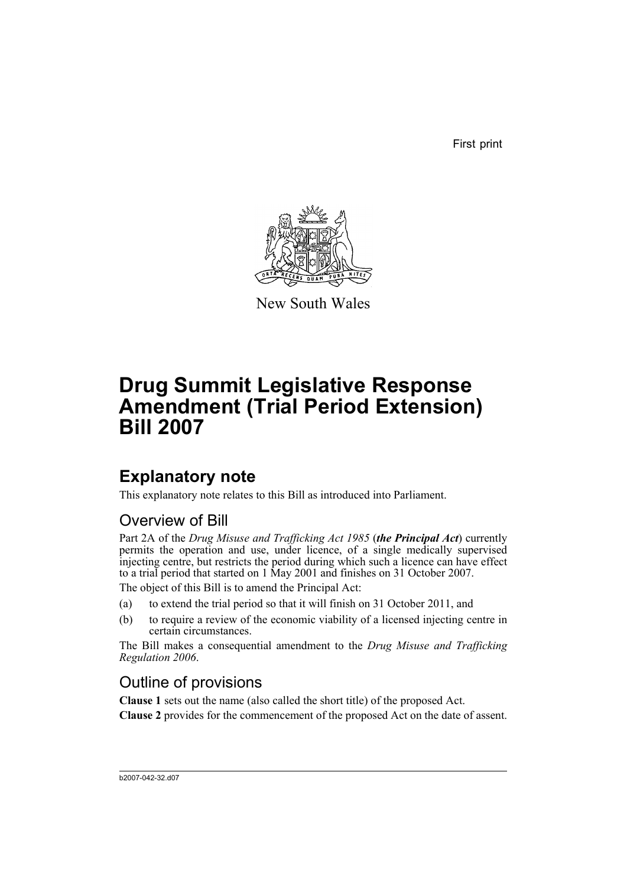First print

New South Wales

# Drug Summit Legislative Response Amendment (Trial Period Extension) Bill 2007

## Explanatory note

This explanatory note relates to this Bill as introduced into Parliament.

### Overview of Bill

Part 2A of the *Drug Misuse and Trafficking Act 1985* (***the Principal Act***) currently permits the operation and use, under licence, of a single medically supervised injecting centre, but restricts the period during which such a licence can have effect to a trial period that started on 1 May 2001 and finishes on 31 October 2007.

The object of this Bill is to amend the Principal Act:

(a) to extend the trial period so that it will finish on 31 October 2011, and

(b) to require a review of the economic viability of a licensed injecting centre in certain circumstances.

The Bill makes a consequential amendment to the *Drug Misuse and Trafficking Regulation 2006*.

### Outline of provisions

**Clause 1** sets out the name (also called the short title) of the proposed Act.

**Clause 2** provides for the commencement of the proposed Act on the date of assent.

b2007-042-32.d07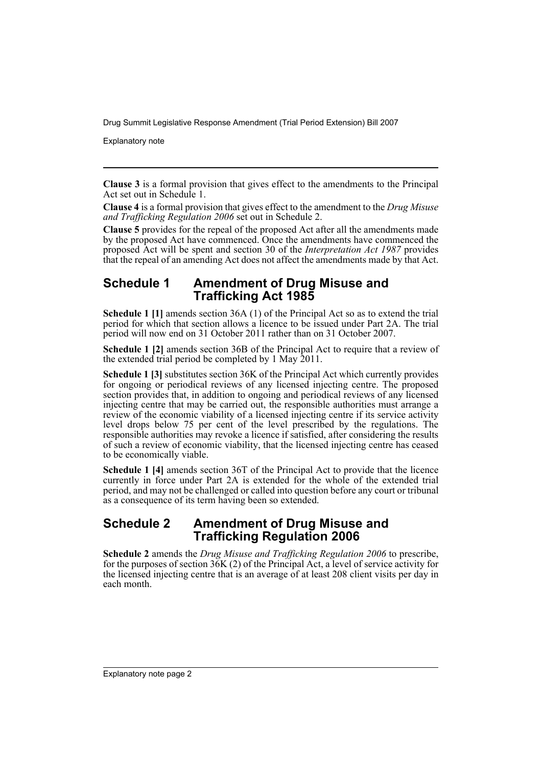**Clause 3** is a formal provision that gives effect to the amendments to the Principal Act set out in Schedule 1.

**Clause 4** is a formal provision that gives effect to the amendment to the *Drug Misuse and Trafficking Regulation 2006* set out in Schedule 2.

**Clause 5** provides for the repeal of the proposed Act after all the amendments made by the proposed Act have commenced. Once the amendments have commenced the proposed Act will be spent and section 30 of the *Interpretation Act 1987* provides that the repeal of an amending Act does not affect the amendments made by that Act.

## Schedule 1 Amendment of Drug Misuse and Trafficking Act 1985

**Schedule 1 [1]** amends section 36A (1) of the Principal Act so as to extend the trial period for which that section allows a licence to be issued under Part 2A. The trial period will now end on 31 October 2011 rather than on 31 October 2007.

**Schedule 1 [2]** amends section 36B of the Principal Act to require that a review of the extended trial period be completed by 1 May 2011.

**Schedule 1 [3]** substitutes section 36K of the Principal Act which currently provides for ongoing or periodical reviews of any licensed injecting centre. The proposed section provides that, in addition to ongoing and periodical reviews of any licensed injecting centre that may be carried out, the responsible authorities must arrange a review of the economic viability of a licensed injecting centre if its service activity level drops below 75 per cent of the level prescribed by the regulations. The responsible authorities may revoke a licence if satisfied, after considering the results of such a review of economic viability, that the licensed injecting centre has ceased to be economically viable.

**Schedule 1 [4]** amends section 36T of the Principal Act to provide that the licence currently in force under Part 2A is extended for the whole of the extended trial period, and may not be challenged or called into question before any court or tribunal as a consequence of its term having been so extended.

## Schedule 2 Amendment of Drug Misuse and Trafficking Regulation 2006

**Schedule 2** amends the *Drug Misuse and Trafficking Regulation 2006* to prescribe, for the purposes of section 36K (2) of the Principal Act, a level of service activity for the licensed injecting centre that is an average of at least 208 client visits per day in each month.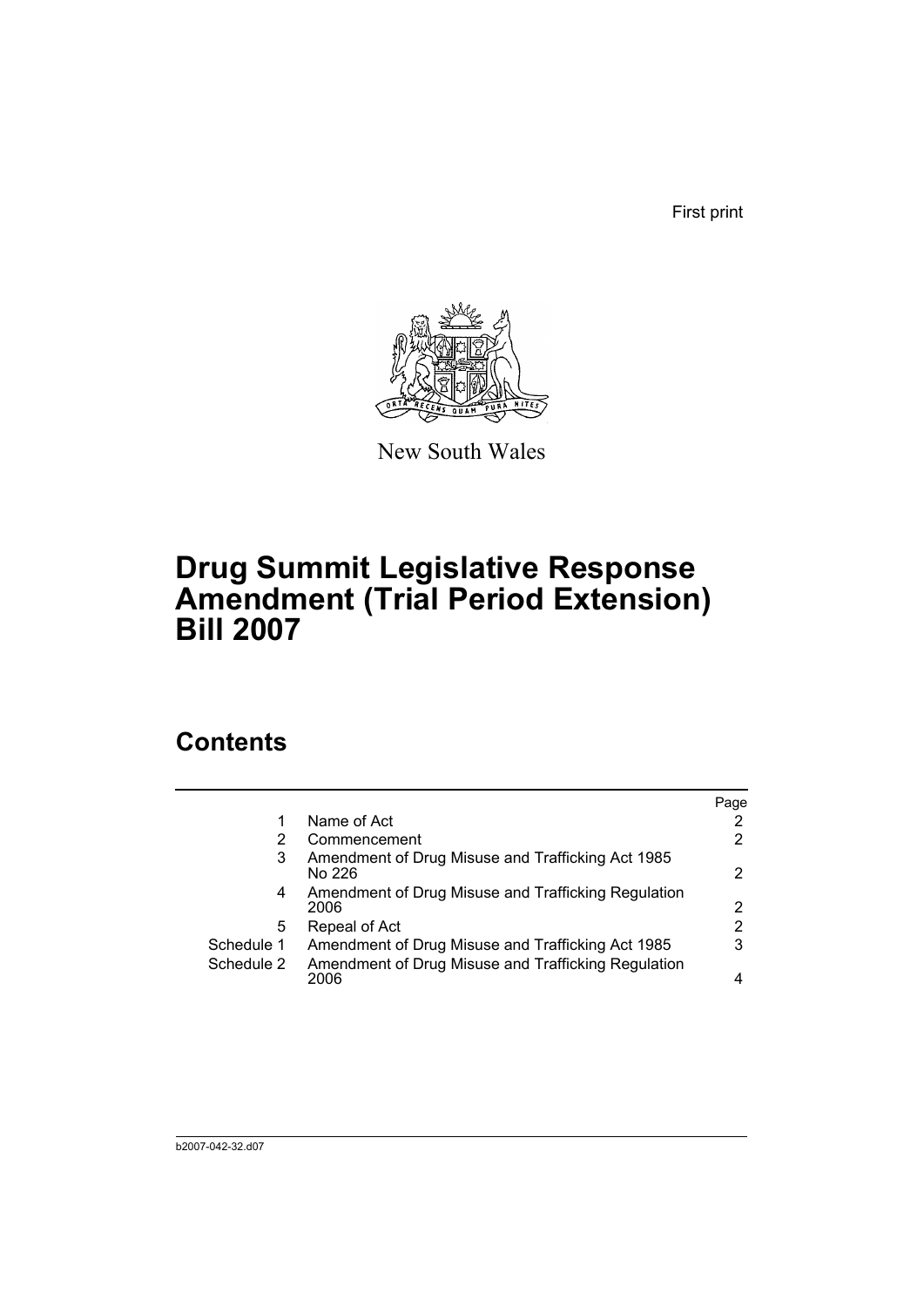First print

New South Wales

# Drug Summit Legislative Response Amendment (Trial Period Extension) Bill 2007

## Contents

| | | Page |
|---|---|---|
| 1 | Name of Act | 2 |
| 2 | Commencement | 2 |
| 3 | Amendment of Drug Misuse and Trafficking Act 1985 No 226 | 2 |
| 4 | Amendment of Drug Misuse and Trafficking Regulation 2006 | 2 |
| 5 | Repeal of Act | 2 |
| Schedule 1 | Amendment of Drug Misuse and Trafficking Act 1985 | 3 |
| Schedule 2 | Amendment of Drug Misuse and Trafficking Regulation 2006 | 4 |

b2007-042-32.d07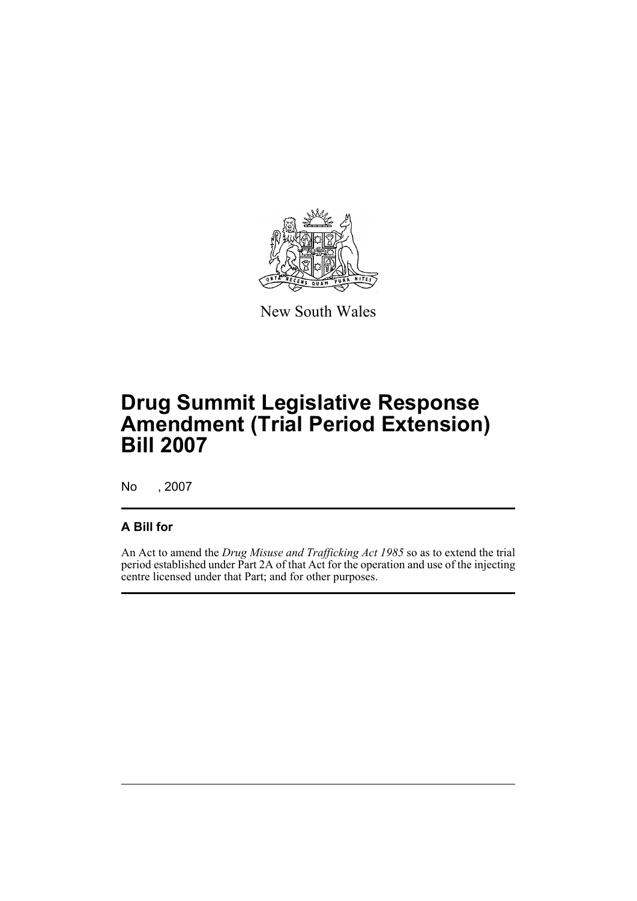New South Wales

# Drug Summit Legislative Response Amendment (Trial Period Extension) Bill 2007

No , 2007

## A Bill for

An Act to amend the *Drug Misuse and Trafficking Act 1985* so as to extend the trial period established under Part 2A of that Act for the operation and use of the injecting centre licensed under that Part; and for other purposes.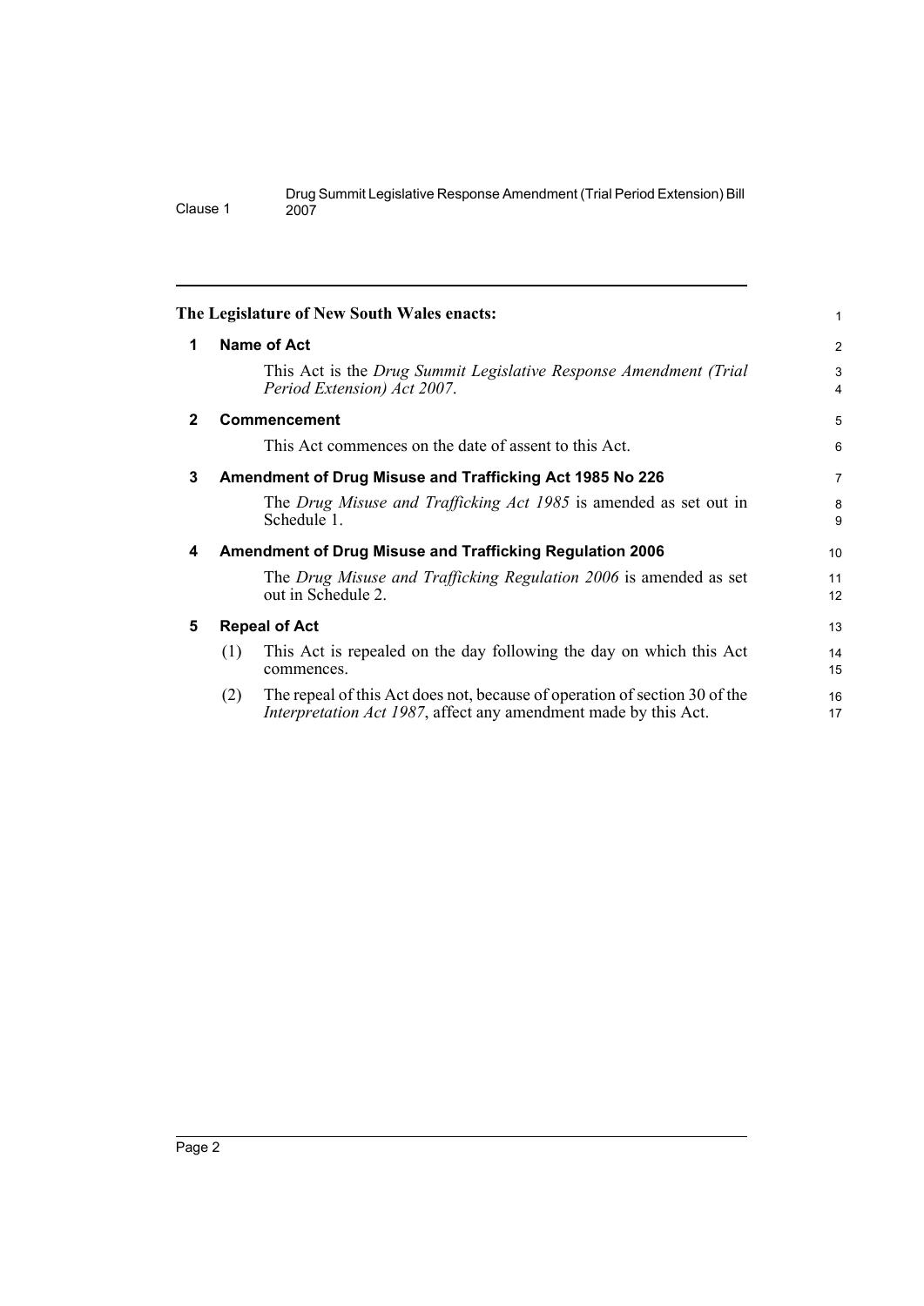**The Legislature of New South Wales enacts:**

## 1 Name of Act

This Act is the *Drug Summit Legislative Response Amendment (Trial Period Extension) Act 2007*.

## 2 Commencement

This Act commences on the date of assent to this Act.

## 3 Amendment of Drug Misuse and Trafficking Act 1985 No 226

The *Drug Misuse and Trafficking Act 1985* is amended as set out in Schedule 1.

## 4 Amendment of Drug Misuse and Trafficking Regulation 2006

The *Drug Misuse and Trafficking Regulation 2006* is amended as set out in Schedule 2.

## 5 Repeal of Act

(1) This Act is repealed on the day following the day on which this Act commences.

(2) The repeal of this Act does not, because of operation of section 30 of the *Interpretation Act 1987*, affect any amendment made by this Act.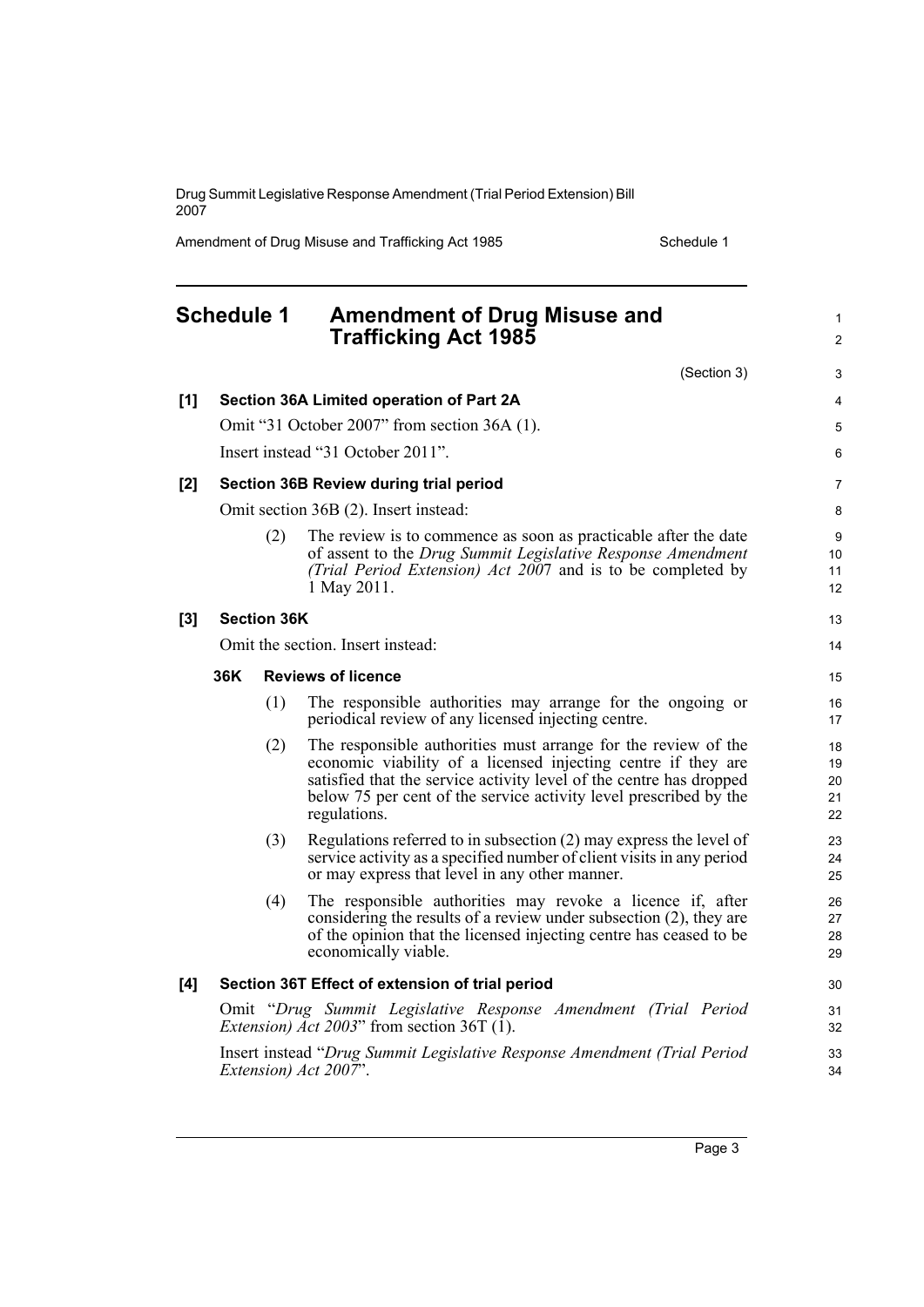# Schedule 1 Amendment of Drug Misuse and Trafficking Act 1985

(Section 3)

**[1] Section 36A Limited operation of Part 2A**

Omit "31 October 2007" from section 36A (1).

Insert instead "31 October 2011".

**[2] Section 36B Review during trial period**

Omit section 36B (2). Insert instead:

(2) The review is to commence as soon as practicable after the date of assent to the *Drug Summit Legislative Response Amendment (Trial Period Extension) Act 2007* and is to be completed by 1 May 2011.

**[3] Section 36K**

Omit the section. Insert instead:

**36K Reviews of licence**

(1) The responsible authorities may arrange for the ongoing or periodical review of any licensed injecting centre.

(2) The responsible authorities must arrange for the review of the economic viability of a licensed injecting centre if they are satisfied that the service activity level of the centre has dropped below 75 per cent of the service activity level prescribed by the regulations.

(3) Regulations referred to in subsection (2) may express the level of service activity as a specified number of client visits in any period or may express that level in any other manner.

(4) The responsible authorities may revoke a licence if, after considering the results of a review under subsection (2), they are of the opinion that the licensed injecting centre has ceased to be economically viable.

**[4] Section 36T Effect of extension of trial period**

Omit "*Drug Summit Legislative Response Amendment (Trial Period Extension) Act 2003*" from section 36T (1).

Insert instead "*Drug Summit Legislative Response Amendment (Trial Period Extension) Act 2007*".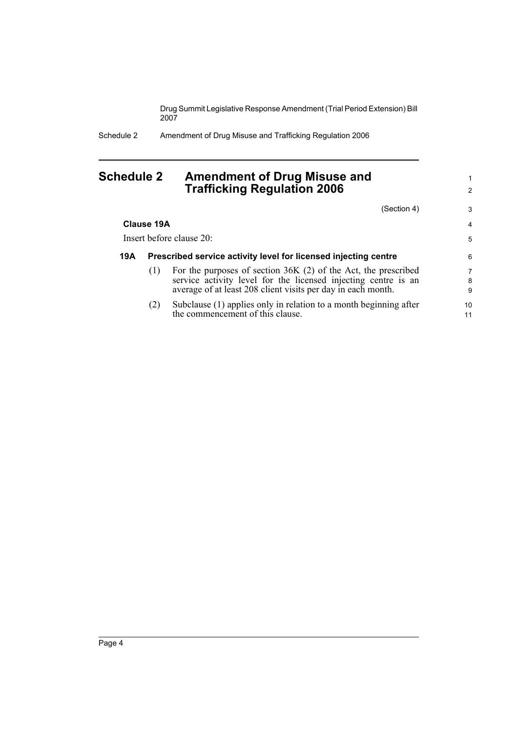## Schedule 2 Amendment of Drug Misuse and Trafficking Regulation 2006

(Section 4)

**Clause 19A**

Insert before clause 20:

**19A Prescribed service activity level for licensed injecting centre**

(1) For the purposes of section 36K (2) of the Act, the prescribed service activity level for the licensed injecting centre is an average of at least 208 client visits per day in each month.

(2) Subclause (1) applies only in relation to a month beginning after the commencement of this clause.